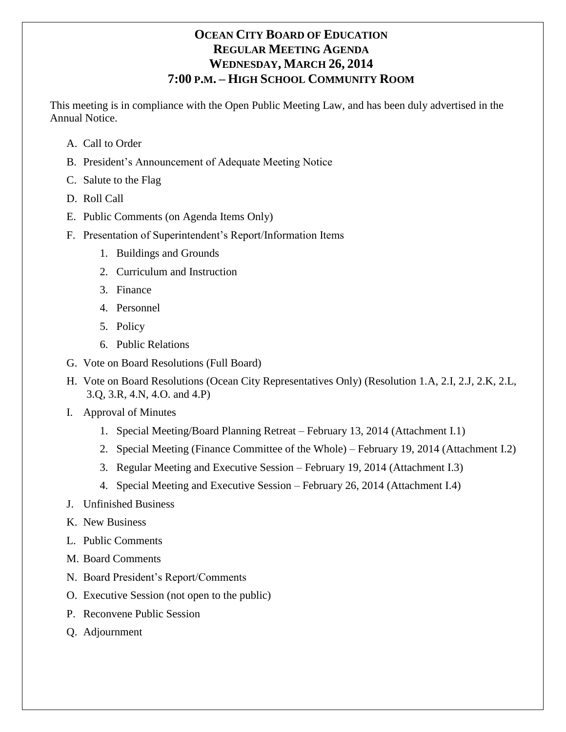# OCEAN CITY BOARD OF EDUCATION
## REGULAR MEETING AGENDA
## WEDNESDAY, MARCH 26, 2014
## 7:00 P.M. – HIGH SCHOOL COMMUNITY ROOM

This meeting is in compliance with the Open Public Meeting Law, and has been duly advertised in the Annual Notice.

A. Call to Order

B. President's Announcement of Adequate Meeting Notice

C. Salute to the Flag

D. Roll Call

E. Public Comments (on Agenda Items Only)

F. Presentation of Superintendent's Report/Information Items

   1. Buildings and Grounds
   2. Curriculum and Instruction
   3. Finance
   4. Personnel
   5. Policy
   6. Public Relations

G. Vote on Board Resolutions (Full Board)

H. Vote on Board Resolutions (Ocean City Representatives Only) (Resolution 1.A, 2.I, 2.J, 2.K, 2.L, 3.Q, 3.R, 4.N, 4.O. and 4.P)

I. Approval of Minutes

   1. Special Meeting/Board Planning Retreat – February 13, 2014 (Attachment I.1)
   2. Special Meeting (Finance Committee of the Whole) – February 19, 2014 (Attachment I.2)
   3. Regular Meeting and Executive Session – February 19, 2014 (Attachment I.3)
   4. Special Meeting and Executive Session – February 26, 2014 (Attachment I.4)

J. Unfinished Business

K. New Business

L. Public Comments

M. Board Comments

N. Board President's Report/Comments

O. Executive Session (not open to the public)

P. Reconvene Public Session

Q. Adjournment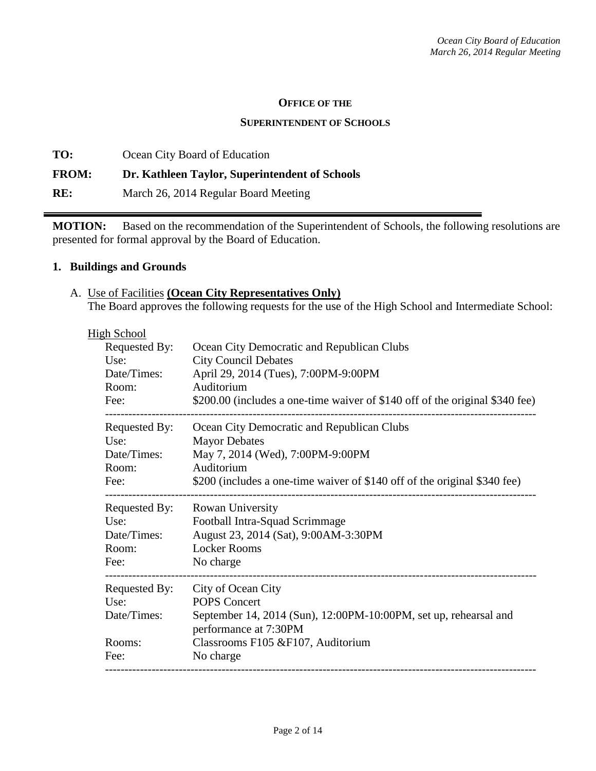**Office of the**

**Superintendent of Schools**

**TO:** Ocean City Board of Education

**FROM:** **Dr. Kathleen Taylor, Superintendent of Schools**

**RE:** March 26, 2014 Regular Board Meeting

---

**MOTION:** Based on the recommendation of the Superintendent of Schools, the following resolutions are presented for formal approval by the Board of Education.

## 1. Buildings and Grounds

A. Use of Facilities **(Ocean City Representatives Only)**
The Board approves the following requests for the use of the High School and Intermediate School:

High School

| | |
|---|---|
| Requested By: | Ocean City Democratic and Republican Clubs |
| Use: | City Council Debates |
| Date/Times: | April 29, 2014 (Tues), 7:00PM-9:00PM |
| Room: | Auditorium |
| Fee: | $200.00 (includes a one-time waiver of $140 off of the original $340 fee) |

---

| | |
|---|---|
| Requested By: | Ocean City Democratic and Republican Clubs |
| Use: | Mayor Debates |
| Date/Times: | May 7, 2014 (Wed), 7:00PM-9:00PM |
| Room: | Auditorium |
| Fee: | $200 (includes a one-time waiver of $140 off of the original $340 fee) |

---

| | |
|---|---|
| Requested By: | Rowan University |
| Use: | Football Intra-Squad Scrimmage |
| Date/Times: | August 23, 2014 (Sat), 9:00AM-3:30PM |
| Room: | Locker Rooms |
| Fee: | No charge |

---

| | |
|---|---|
| Requested By: | City of Ocean City |
| Use: | POPS Concert |
| Date/Times: | September 14, 2014 (Sun), 12:00PM-10:00PM, set up, rehearsal and performance at 7:30PM |
| Rooms: | Classrooms F105 &F107, Auditorium |
| Fee: | No charge |

---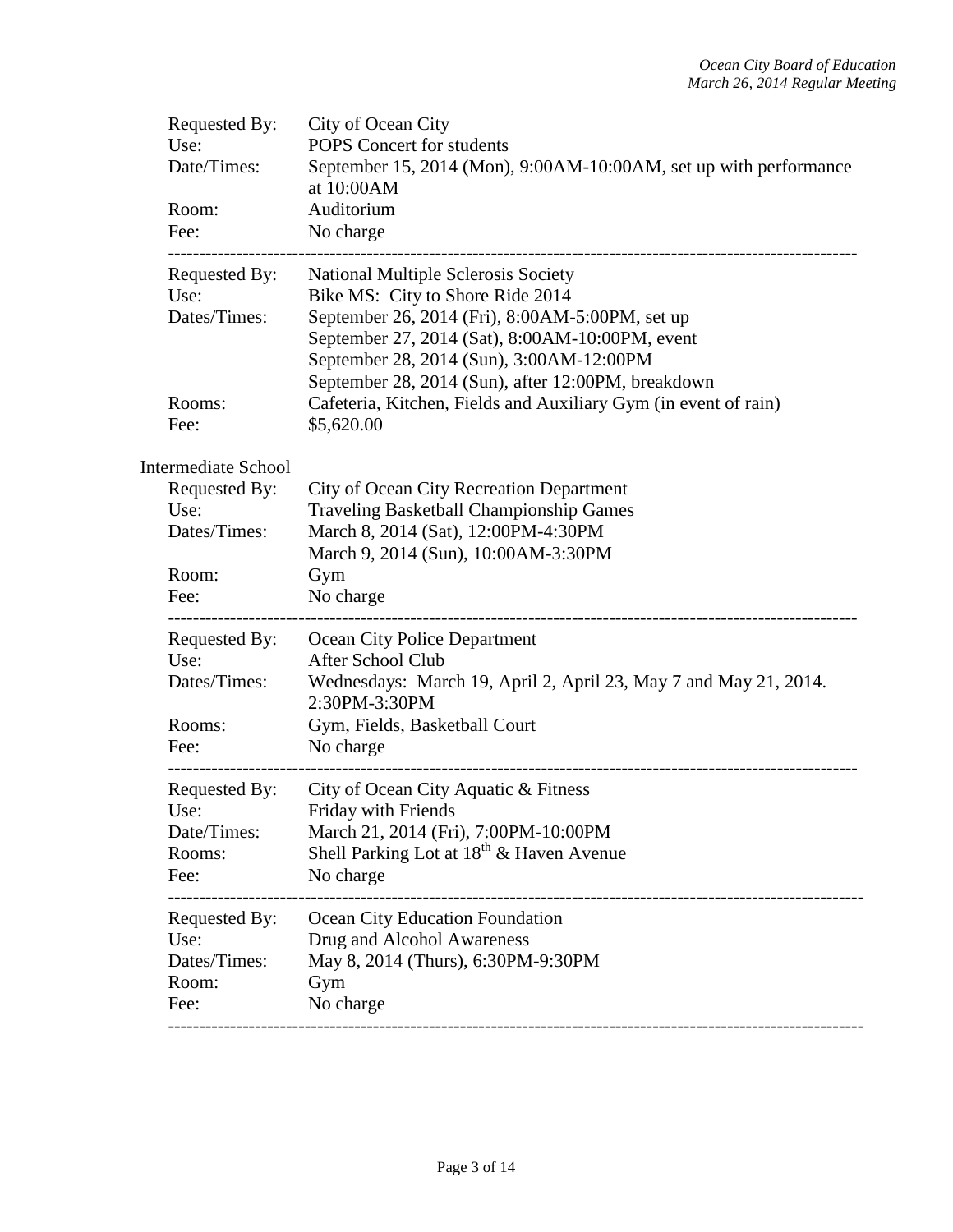Requested By: City of Ocean City
Use: POPS Concert for students
Date/Times: September 15, 2014 (Mon), 9:00AM-10:00AM, set up with performance at 10:00AM
Room: Auditorium
Fee: No charge

---

Requested By: National Multiple Sclerosis Society
Use: Bike MS: City to Shore Ride 2014
Dates/Times: September 26, 2014 (Fri), 8:00AM-5:00PM, set up
September 27, 2014 (Sat), 8:00AM-10:00PM, event
September 28, 2014 (Sun), 3:00AM-12:00PM
September 28, 2014 (Sun), after 12:00PM, breakdown
Rooms: Cafeteria, Kitchen, Fields and Auxiliary Gym (in event of rain)
Fee: $5,620.00

Intermediate School

Requested By: City of Ocean City Recreation Department
Use: Traveling Basketball Championship Games
Dates/Times: March 8, 2014 (Sat), 12:00PM-4:30PM
March 9, 2014 (Sun), 10:00AM-3:30PM
Room: Gym
Fee: No charge

---

Requested By: Ocean City Police Department
Use: After School Club
Dates/Times: Wednesdays: March 19, April 2, April 23, May 7 and May 21, 2014. 2:30PM-3:30PM
Rooms: Gym, Fields, Basketball Court
Fee: No charge

---

Requested By: City of Ocean City Aquatic & Fitness
Use: Friday with Friends
Date/Times: March 21, 2014 (Fri), 7:00PM-10:00PM
Rooms: Shell Parking Lot at 18th & Haven Avenue
Fee: No charge

---

Requested By: Ocean City Education Foundation
Use: Drug and Alcohol Awareness
Dates/Times: May 8, 2014 (Thurs), 6:30PM-9:30PM
Room: Gym
Fee: No charge

---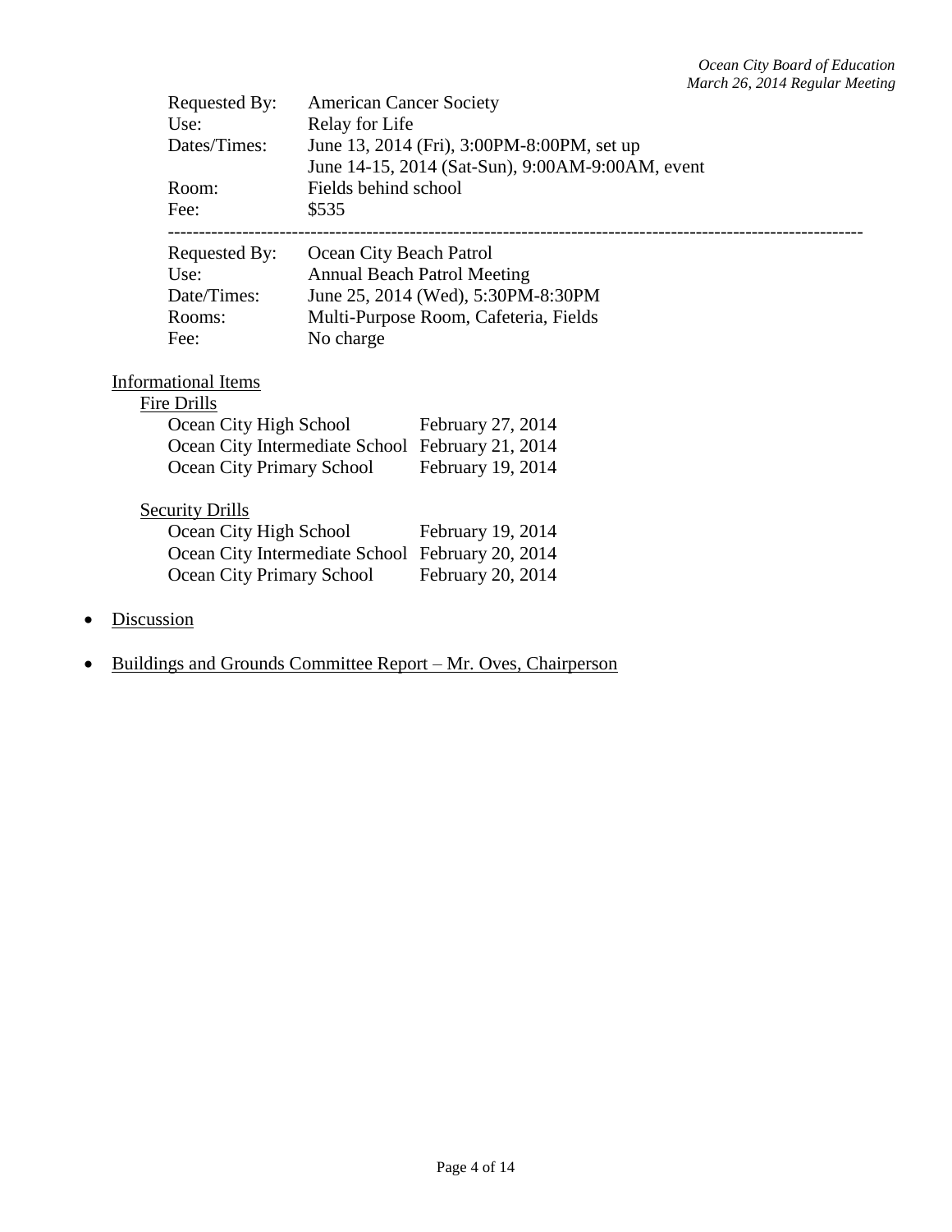Requested By: American Cancer Society
Use: Relay for Life
Dates/Times: June 13, 2014 (Fri), 3:00PM-8:00PM, set up
June 14-15, 2014 (Sat-Sun), 9:00AM-9:00AM, event
Room: Fields behind school
Fee: $535

---

Requested By: Ocean City Beach Patrol
Use: Annual Beach Patrol Meeting
Date/Times: June 25, 2014 (Wed), 5:30PM-8:30PM
Rooms: Multi-Purpose Room, Cafeteria, Fields
Fee: No charge

Informational Items

Fire Drills

| | |
|---|---|
| Ocean City High School | February 27, 2014 |
| Ocean City Intermediate School | February 21, 2014 |
| Ocean City Primary School | February 19, 2014 |

Security Drills

| | |
|---|---|
| Ocean City High School | February 19, 2014 |
| Ocean City Intermediate School | February 20, 2014 |
| Ocean City Primary School | February 20, 2014 |

- Discussion

- Buildings and Grounds Committee Report – Mr. Oves, Chairperson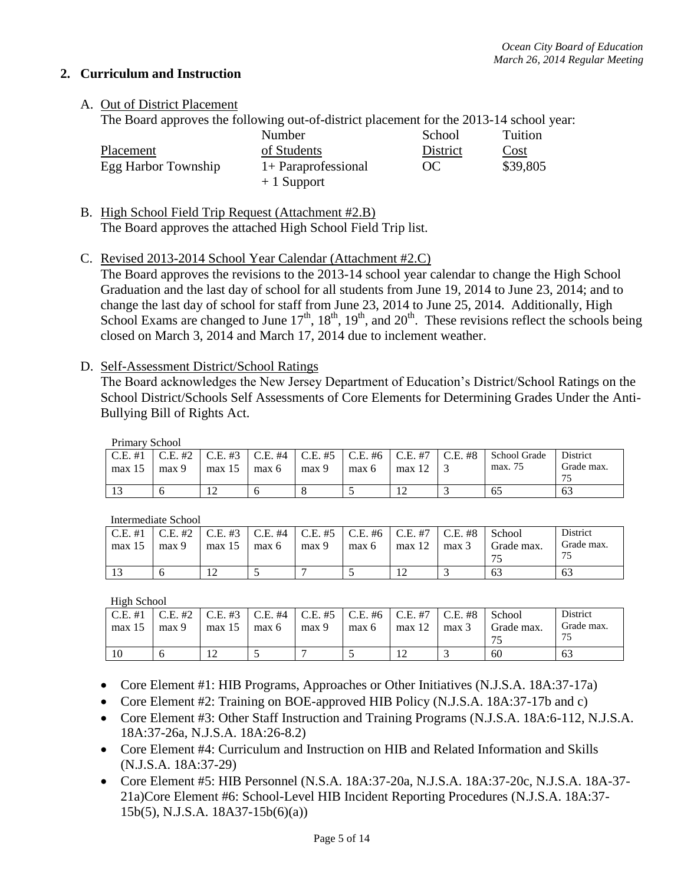## 2. Curriculum and Instruction

A. Out of District Placement

The Board approves the following out-of-district placement for the 2013-14 school year:

| Placement | Number of Students | School District | Tuition Cost |
|---|---|---|---|
| Egg Harbor Township | 1+ Paraprofessional + 1 Support | OC | \$39,805 |

B. High School Field Trip Request (Attachment #2.B)

The Board approves the attached High School Field Trip list.

C. Revised 2013-2014 School Year Calendar (Attachment #2.C)

The Board approves the revisions to the 2013-14 school year calendar to change the High School Graduation and the last day of school for all students from June 19, 2014 to June 23, 2014; and to change the last day of school for staff from June 23, 2014 to June 25, 2014. Additionally, High School Exams are changed to June 17th, 18th, 19th, and 20th. These revisions reflect the schools being closed on March 3, 2014 and March 17, 2014 due to inclement weather.

D. Self-Assessment District/School Ratings

The Board acknowledges the New Jersey Department of Education's District/School Ratings on the School District/Schools Self Assessments of Core Elements for Determining Grades Under the Anti-Bullying Bill of Rights Act.

Primary School

| C.E. #1 max 15 | C.E. #2 max 9 | C.E. #3 max 15 | C.E. #4 max 6 | C.E. #5 max 9 | C.E. #6 max 6 | C.E. #7 max 12 | C.E. #8 3 | School Grade max. 75 | District Grade max. 75 |
|---|---|---|---|---|---|---|---|---|---|
| 13 | 6 | 12 | 6 | 8 | 5 | 12 | 3 | 65 | 63 |

Intermediate School

| C.E. #1 max 15 | C.E. #2 max 9 | C.E. #3 max 15 | C.E. #4 max 6 | C.E. #5 max 9 | C.E. #6 max 6 | C.E. #7 max 12 | C.E. #8 max 3 | School Grade max. 75 | District Grade max. 75 |
|---|---|---|---|---|---|---|---|---|---|
| 13 | 6 | 12 | 5 | 7 | 5 | 12 | 3 | 63 | 63 |

High School

| C.E. #1 max 15 | C.E. #2 max 9 | C.E. #3 max 15 | C.E. #4 max 6 | C.E. #5 max 9 | C.E. #6 max 6 | C.E. #7 max 12 | C.E. #8 max 3 | School Grade max. 75 | District Grade max. 75 |
|---|---|---|---|---|---|---|---|---|---|
| 10 | 6 | 12 | 5 | 7 | 5 | 12 | 3 | 60 | 63 |

- Core Element #1: HIB Programs, Approaches or Other Initiatives (N.J.S.A. 18A:37-17a)
- Core Element #2: Training on BOE-approved HIB Policy (N.J.S.A. 18A:37-17b and c)
- Core Element #3: Other Staff Instruction and Training Programs (N.J.S.A. 18A:6-112, N.J.S.A. 18A:37-26a, N.J.S.A. 18A:26-8.2)
- Core Element #4: Curriculum and Instruction on HIB and Related Information and Skills (N.J.S.A. 18A:37-29)
- Core Element #5: HIB Personnel (N.S.A. 18A:37-20a, N.J.S.A. 18A:37-20c, N.J.S.A. 18A-37-21a)Core Element #6: School-Level HIB Incident Reporting Procedures (N.J.S.A. 18A:37-15b(5), N.J.S.A. 18A37-15b(6)(a))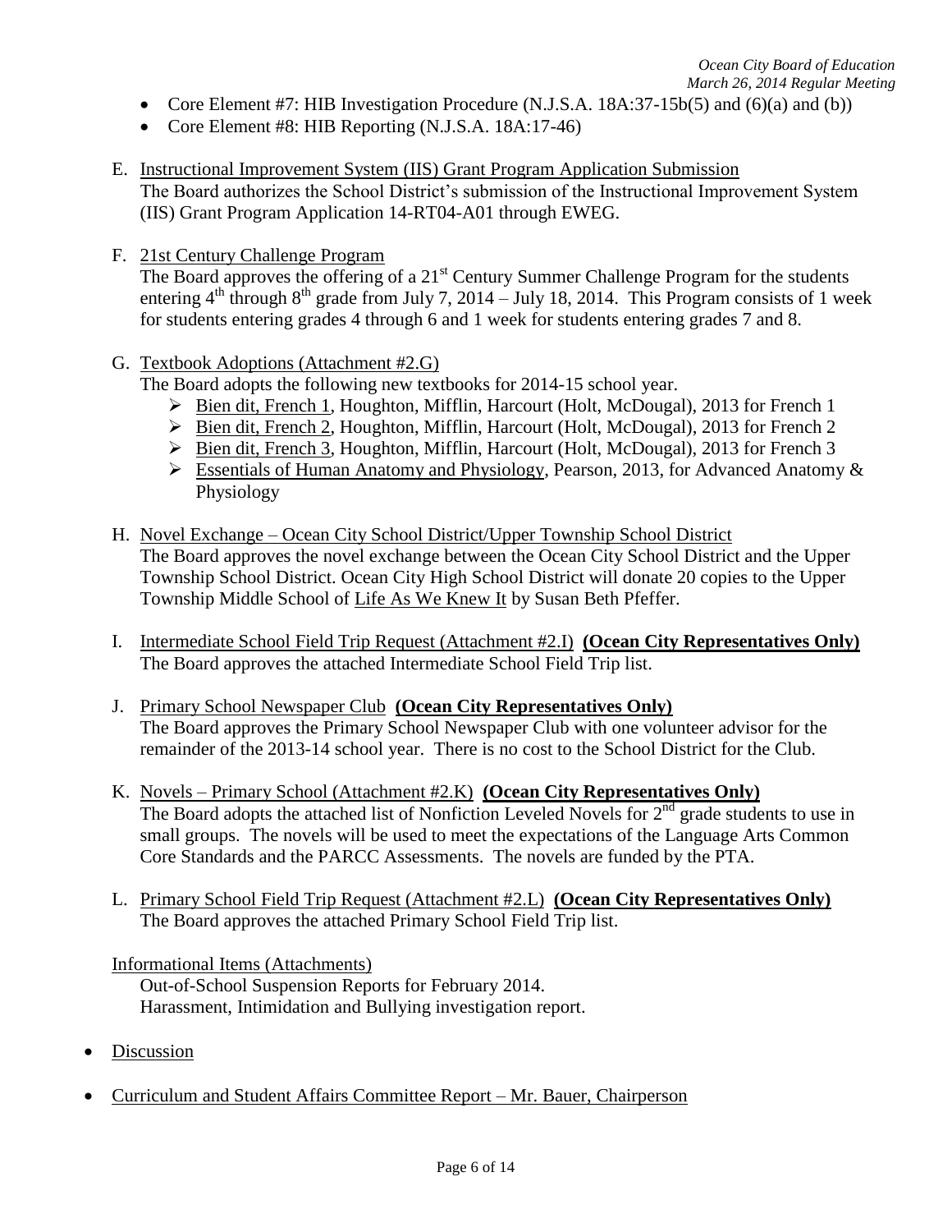- Core Element #7: HIB Investigation Procedure (N.J.S.A. 18A:37-15b(5) and (6)(a) and (b))
- Core Element #8: HIB Reporting (N.J.S.A. 18A:17-46)

E. Instructional Improvement System (IIS) Grant Program Application Submission
The Board authorizes the School District's submission of the Instructional Improvement System (IIS) Grant Program Application 14-RT04-A01 through EWEG.

F. 21st Century Challenge Program
The Board approves the offering of a 21st Century Summer Challenge Program for the students entering 4th through 8th grade from July 7, 2014 – July 18, 2014. This Program consists of 1 week for students entering grades 4 through 6 and 1 week for students entering grades 7 and 8.

G. Textbook Adoptions (Attachment #2.G)
The Board adopts the following new textbooks for 2014-15 school year.
- Bien dit, French 1, Houghton, Mifflin, Harcourt (Holt, McDougal), 2013 for French 1
- Bien dit, French 2, Houghton, Mifflin, Harcourt (Holt, McDougal), 2013 for French 2
- Bien dit, French 3, Houghton, Mifflin, Harcourt (Holt, McDougal), 2013 for French 3
- Essentials of Human Anatomy and Physiology, Pearson, 2013, for Advanced Anatomy & Physiology

H. Novel Exchange – Ocean City School District/Upper Township School District
The Board approves the novel exchange between the Ocean City School District and the Upper Township School District. Ocean City High School District will donate 20 copies to the Upper Township Middle School of Life As We Knew It by Susan Beth Pfeffer.

I. Intermediate School Field Trip Request (Attachment #2.I) **(Ocean City Representatives Only)**
The Board approves the attached Intermediate School Field Trip list.

J. Primary School Newspaper Club **(Ocean City Representatives Only)**
The Board approves the Primary School Newspaper Club with one volunteer advisor for the remainder of the 2013-14 school year. There is no cost to the School District for the Club.

K. Novels – Primary School (Attachment #2.K) **(Ocean City Representatives Only)**
The Board adopts the attached list of Nonfiction Leveled Novels for 2nd grade students to use in small groups. The novels will be used to meet the expectations of the Language Arts Common Core Standards and the PARCC Assessments. The novels are funded by the PTA.

L. Primary School Field Trip Request (Attachment #2.L) **(Ocean City Representatives Only)**
The Board approves the attached Primary School Field Trip list.

Informational Items (Attachments)
Out-of-School Suspension Reports for February 2014.
Harassment, Intimidation and Bullying investigation report.

- Discussion
- Curriculum and Student Affairs Committee Report – Mr. Bauer, Chairperson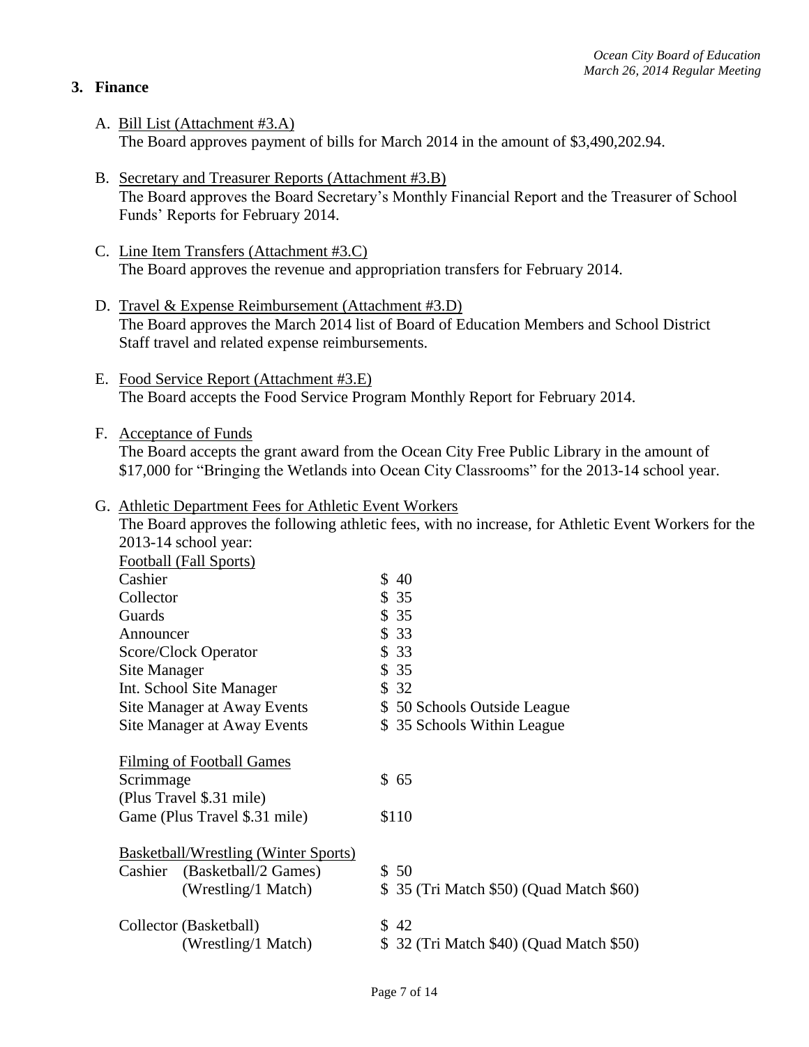## 3. Finance

A. Bill List (Attachment #3.A)
The Board approves payment of bills for March 2014 in the amount of $3,490,202.94.

B. Secretary and Treasurer Reports (Attachment #3.B)
The Board approves the Board Secretary's Monthly Financial Report and the Treasurer of School Funds' Reports for February 2014.

C. Line Item Transfers (Attachment #3.C)
The Board approves the revenue and appropriation transfers for February 2014.

D. Travel & Expense Reimbursement (Attachment #3.D)
The Board approves the March 2014 list of Board of Education Members and School District Staff travel and related expense reimbursements.

E. Food Service Report (Attachment #3.E)
The Board accepts the Food Service Program Monthly Report for February 2014.

F. Acceptance of Funds
The Board accepts the grant award from the Ocean City Free Public Library in the amount of $17,000 for "Bringing the Wetlands into Ocean City Classrooms" for the 2013-14 school year.

G. Athletic Department Fees for Athletic Event Workers
The Board approves the following athletic fees, with no increase, for Athletic Event Workers for the 2013-14 school year:

| Football (Fall Sports) | |
|---|---|
| Cashier | $ 40 |
| Collector | $ 35 |
| Guards | $ 35 |
| Announcer | $ 33 |
| Score/Clock Operator | $ 33 |
| Site Manager | $ 35 |
| Int. School Site Manager | $ 32 |
| Site Manager at Away Events | $ 50 Schools Outside League |
| Site Manager at Away Events | $ 35 Schools Within League |

| Filming of Football Games | |
|---|---|
| Scrimmage (Plus Travel $.31 mile) | $ 65 |
| Game (Plus Travel $.31 mile) | $110 |

| Basketball/Wrestling (Winter Sports) | |
|---|---|
| Cashier (Basketball/2 Games) | $ 50 |
| (Wrestling/1 Match) | $ 35 (Tri Match $50) (Quad Match $60) |
| Collector (Basketball) | $ 42 |
| (Wrestling/1 Match) | $ 32 (Tri Match $40) (Quad Match $50) |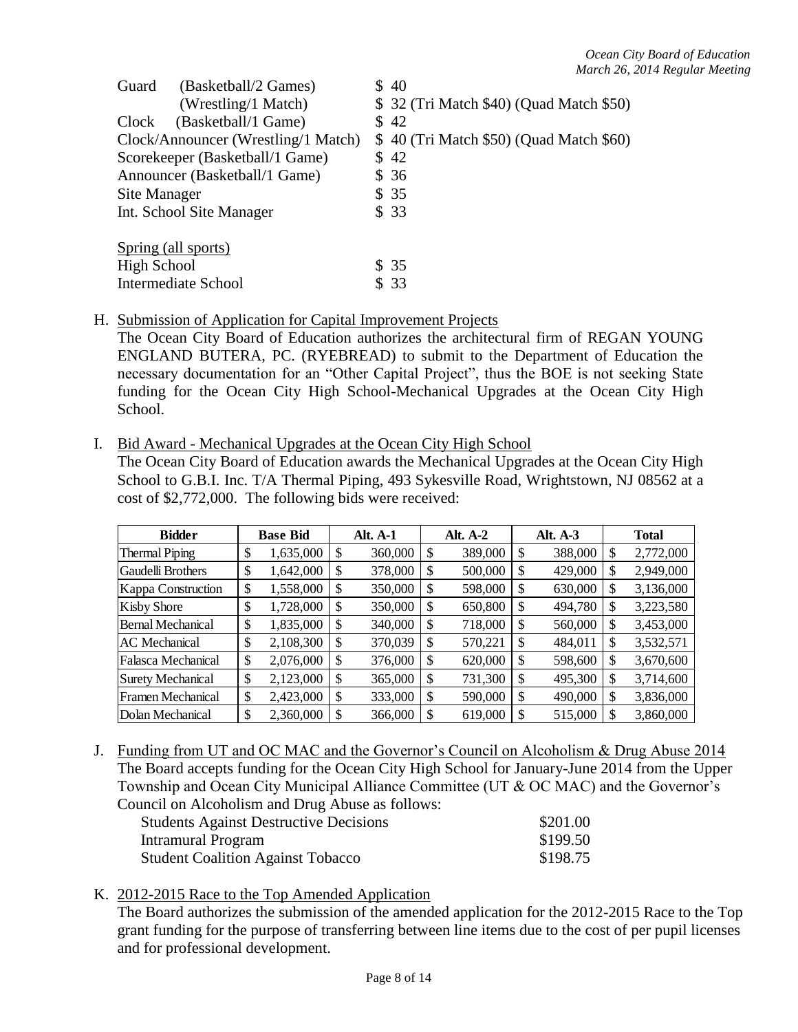| | | |
|---|---|---|
| Guard | (Basketball/2 Games) | $ 40 |
| | (Wrestling/1 Match) | $ 32 (Tri Match $40) (Quad Match $50) |
| Clock | (Basketball/1 Game) | $ 42 |
| Clock/Announcer (Wrestling/1 Match) | | $ 40 (Tri Match $50) (Quad Match $60) |
| Scorekeeper (Basketball/1 Game) | | $ 42 |
| Announcer (Basketball/1 Game) | | $ 36 |
| Site Manager | | $ 35 |
| Int. School Site Manager | | $ 33 |

Spring (all sports)

| | |
|---|---|
| High School | $ 35 |
| Intermediate School | $ 33 |

H. Submission of Application for Capital Improvement Projects

The Ocean City Board of Education authorizes the architectural firm of REGAN YOUNG ENGLAND BUTERA, PC. (RYEBREAD) to submit to the Department of Education the necessary documentation for an "Other Capital Project", thus the BOE is not seeking State funding for the Ocean City High School-Mechanical Upgrades at the Ocean City High School.

I. Bid Award - Mechanical Upgrades at the Ocean City High School

The Ocean City Board of Education awards the Mechanical Upgrades at the Ocean City High School to G.B.I. Inc. T/A Thermal Piping, 493 Sykesville Road, Wrightstown, NJ 08562 at a cost of $2,772,000. The following bids were received:

| Bidder | Base Bid | Alt. A-1 | Alt. A-2 | Alt. A-3 | Total |
|---|---|---|---|---|---|
| Thermal Piping | $ 1,635,000 | $ 360,000 | $ 389,000 | $ 388,000 | $ 2,772,000 |
| Gaudelli Brothers | $ 1,642,000 | $ 378,000 | $ 500,000 | $ 429,000 | $ 2,949,000 |
| Kappa Construction | $ 1,558,000 | $ 350,000 | $ 598,000 | $ 630,000 | $ 3,136,000 |
| Kisby Shore | $ 1,728,000 | $ 350,000 | $ 650,800 | $ 494,780 | $ 3,223,580 |
| Bernal Mechanical | $ 1,835,000 | $ 340,000 | $ 718,000 | $ 560,000 | $ 3,453,000 |
| AC Mechanical | $ 2,108,300 | $ 370,039 | $ 570,221 | $ 484,011 | $ 3,532,571 |
| Falasca Mechanical | $ 2,076,000 | $ 376,000 | $ 620,000 | $ 598,600 | $ 3,670,600 |
| Surety Mechanical | $ 2,123,000 | $ 365,000 | $ 731,300 | $ 495,300 | $ 3,714,600 |
| Framen Mechanical | $ 2,423,000 | $ 333,000 | $ 590,000 | $ 490,000 | $ 3,836,000 |
| Dolan Mechanical | $ 2,360,000 | $ 366,000 | $ 619,000 | $ 515,000 | $ 3,860,000 |

J. Funding from UT and OC MAC and the Governor's Council on Alcoholism & Drug Abuse 2014

The Board accepts funding for the Ocean City High School for January-June 2014 from the Upper Township and Ocean City Municipal Alliance Committee (UT & OC MAC) and the Governor's Council on Alcoholism and Drug Abuse as follows:

| | |
|---|---|
| Students Against Destructive Decisions | $201.00 |
| Intramural Program | $199.50 |
| Student Coalition Against Tobacco | $198.75 |

K. 2012-2015 Race to the Top Amended Application

The Board authorizes the submission of the amended application for the 2012-2015 Race to the Top grant funding for the purpose of transferring between line items due to the cost of per pupil licenses and for professional development.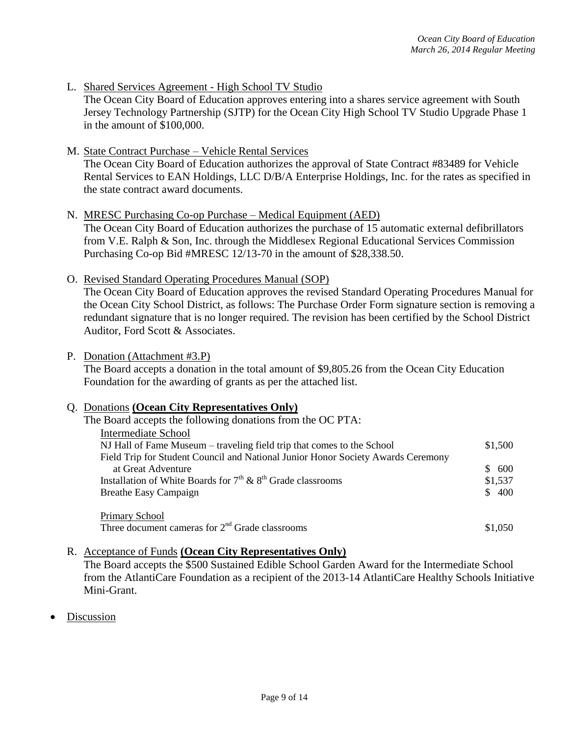L. Shared Services Agreement - High School TV Studio

The Ocean City Board of Education approves entering into a shares service agreement with South Jersey Technology Partnership (SJTP) for the Ocean City High School TV Studio Upgrade Phase 1 in the amount of $100,000.

M. State Contract Purchase – Vehicle Rental Services

The Ocean City Board of Education authorizes the approval of State Contract #83489 for Vehicle Rental Services to EAN Holdings, LLC D/B/A Enterprise Holdings, Inc. for the rates as specified in the state contract award documents.

N. MRESC Purchasing Co-op Purchase – Medical Equipment (AED)

The Ocean City Board of Education authorizes the purchase of 15 automatic external defibrillators from V.E. Ralph & Son, Inc. through the Middlesex Regional Educational Services Commission Purchasing Co-op Bid #MRESC 12/13-70 in the amount of $28,338.50.

O. Revised Standard Operating Procedures Manual (SOP)

The Ocean City Board of Education approves the revised Standard Operating Procedures Manual for the Ocean City School District, as follows: The Purchase Order Form signature section is removing a redundant signature that is no longer required. The revision has been certified by the School District Auditor, Ford Scott & Associates.

P. Donation (Attachment #3.P)

The Board accepts a donation in the total amount of $9,805.26 from the Ocean City Education Foundation for the awarding of grants as per the attached list.

Q. Donations **(Ocean City Representatives Only)**

The Board accepts the following donations from the OC PTA:

| | |
|---|---|
| Intermediate School | |
| NJ Hall of Fame Museum – traveling field trip that comes to the School | $1,500 |
| Field Trip for Student Council and National Junior Honor Society Awards Ceremony at Great Adventure | $ 600 |
| Installation of White Boards for 7th & 8th Grade classrooms | $1,537 |
| Breathe Easy Campaign | $ 400 |
| Primary School | |
| Three document cameras for 2nd Grade classrooms | $1,050 |

R. Acceptance of Funds **(Ocean City Representatives Only)**

The Board accepts the $500 Sustained Edible School Garden Award for the Intermediate School from the AtlantiCare Foundation as a recipient of the 2013-14 AtlantiCare Healthy Schools Initiative Mini-Grant.

- Discussion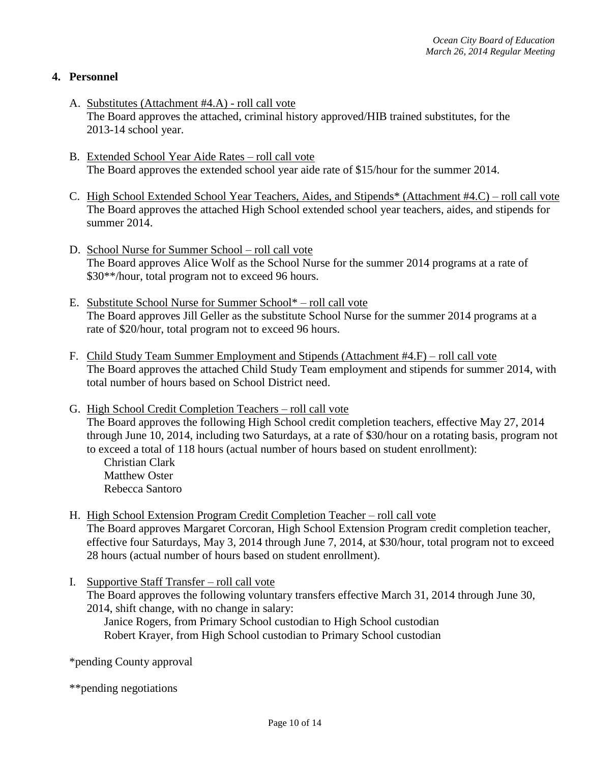## 4. Personnel

A. Substitutes (Attachment #4.A) - roll call vote
The Board approves the attached, criminal history approved/HIB trained substitutes, for the 2013-14 school year.

B. Extended School Year Aide Rates – roll call vote
The Board approves the extended school year aide rate of $15/hour for the summer 2014.

C. High School Extended School Year Teachers, Aides, and Stipends* (Attachment #4.C) – roll call vote
The Board approves the attached High School extended school year teachers, aides, and stipends for summer 2014.

D. School Nurse for Summer School – roll call vote
The Board approves Alice Wolf as the School Nurse for the summer 2014 programs at a rate of $30**/hour, total program not to exceed 96 hours.

E. Substitute School Nurse for Summer School* – roll call vote
The Board approves Jill Geller as the substitute School Nurse for the summer 2014 programs at a rate of $20/hour, total program not to exceed 96 hours.

F. Child Study Team Summer Employment and Stipends (Attachment #4.F) – roll call vote
The Board approves the attached Child Study Team employment and stipends for summer 2014, with total number of hours based on School District need.

G. High School Credit Completion Teachers – roll call vote
The Board approves the following High School credit completion teachers, effective May 27, 2014 through June 10, 2014, including two Saturdays, at a rate of $30/hour on a rotating basis, program not to exceed a total of 118 hours (actual number of hours based on student enrollment):
Christian Clark
Matthew Oster
Rebecca Santoro

H. High School Extension Program Credit Completion Teacher – roll call vote
The Board approves Margaret Corcoran, High School Extension Program credit completion teacher, effective four Saturdays, May 3, 2014 through June 7, 2014, at $30/hour, total program not to exceed 28 hours (actual number of hours based on student enrollment).

I. Supportive Staff Transfer – roll call vote
The Board approves the following voluntary transfers effective March 31, 2014 through June 30, 2014, shift change, with no change in salary:
Janice Rogers, from Primary School custodian to High School custodian
Robert Krayer, from High School custodian to Primary School custodian

*pending County approval

**pending negotiations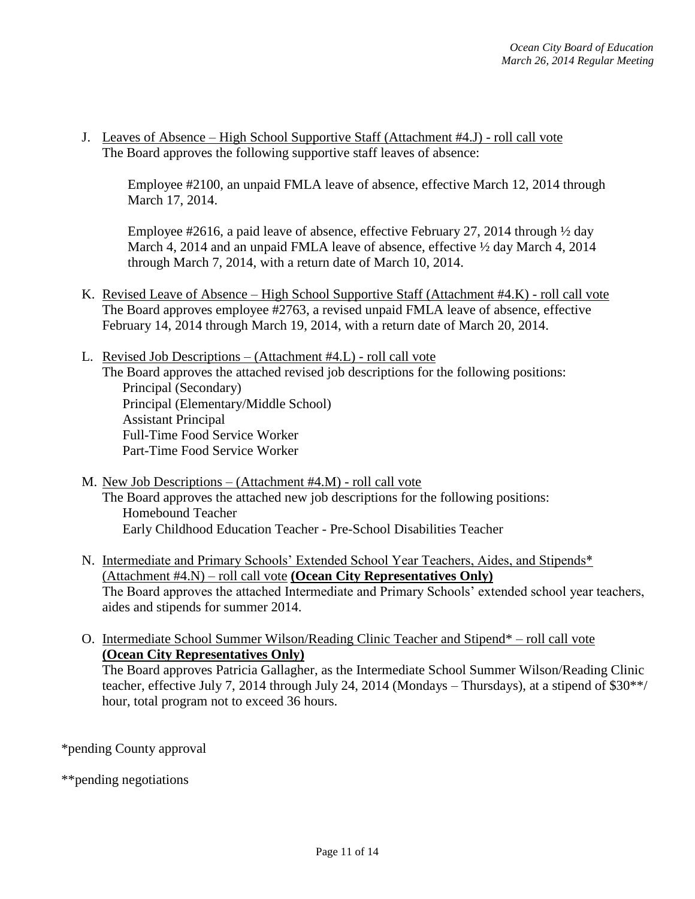J. <u>Leaves of Absence – High School Supportive Staff (Attachment #4.J) - roll call vote</u>
   The Board approves the following supportive staff leaves of absence:

   Employee #2100, an unpaid FMLA leave of absence, effective March 12, 2014 through March 17, 2014.

   Employee #2616, a paid leave of absence, effective February 27, 2014 through ½ day March 4, 2014 and an unpaid FMLA leave of absence, effective ½ day March 4, 2014 through March 7, 2014, with a return date of March 10, 2014.

K. <u>Revised Leave of Absence – High School Supportive Staff (Attachment #4.K) - roll call vote</u>
   The Board approves employee #2763, a revised unpaid FMLA leave of absence, effective February 14, 2014 through March 19, 2014, with a return date of March 20, 2014.

L. <u>Revised Job Descriptions – (Attachment #4.L) - roll call vote</u>
   The Board approves the attached revised job descriptions for the following positions:
   - Principal (Secondary)
   - Principal (Elementary/Middle School)
   - Assistant Principal
   - Full-Time Food Service Worker
   - Part-Time Food Service Worker

M. <u>New Job Descriptions – (Attachment #4.M) - roll call vote</u>
   The Board approves the attached new job descriptions for the following positions:
   - Homebound Teacher
   - Early Childhood Education Teacher - Pre-School Disabilities Teacher

N. <u>Intermediate and Primary Schools' Extended School Year Teachers, Aides, and Stipends* (Attachment #4.N) – roll call vote</u> **<u>(Ocean City Representatives Only)</u>**
   The Board approves the attached Intermediate and Primary Schools' extended school year teachers, aides and stipends for summer 2014.

O. <u>Intermediate School Summer Wilson/Reading Clinic Teacher and Stipend* – roll call vote</u> **<u>(Ocean City Representatives Only)</u>**
   The Board approves Patricia Gallagher, as the Intermediate School Summer Wilson/Reading Clinic teacher, effective July 7, 2014 through July 24, 2014 (Mondays – Thursdays), at a stipend of $30**/ hour, total program not to exceed 36 hours.

*pending County approval

**pending negotiations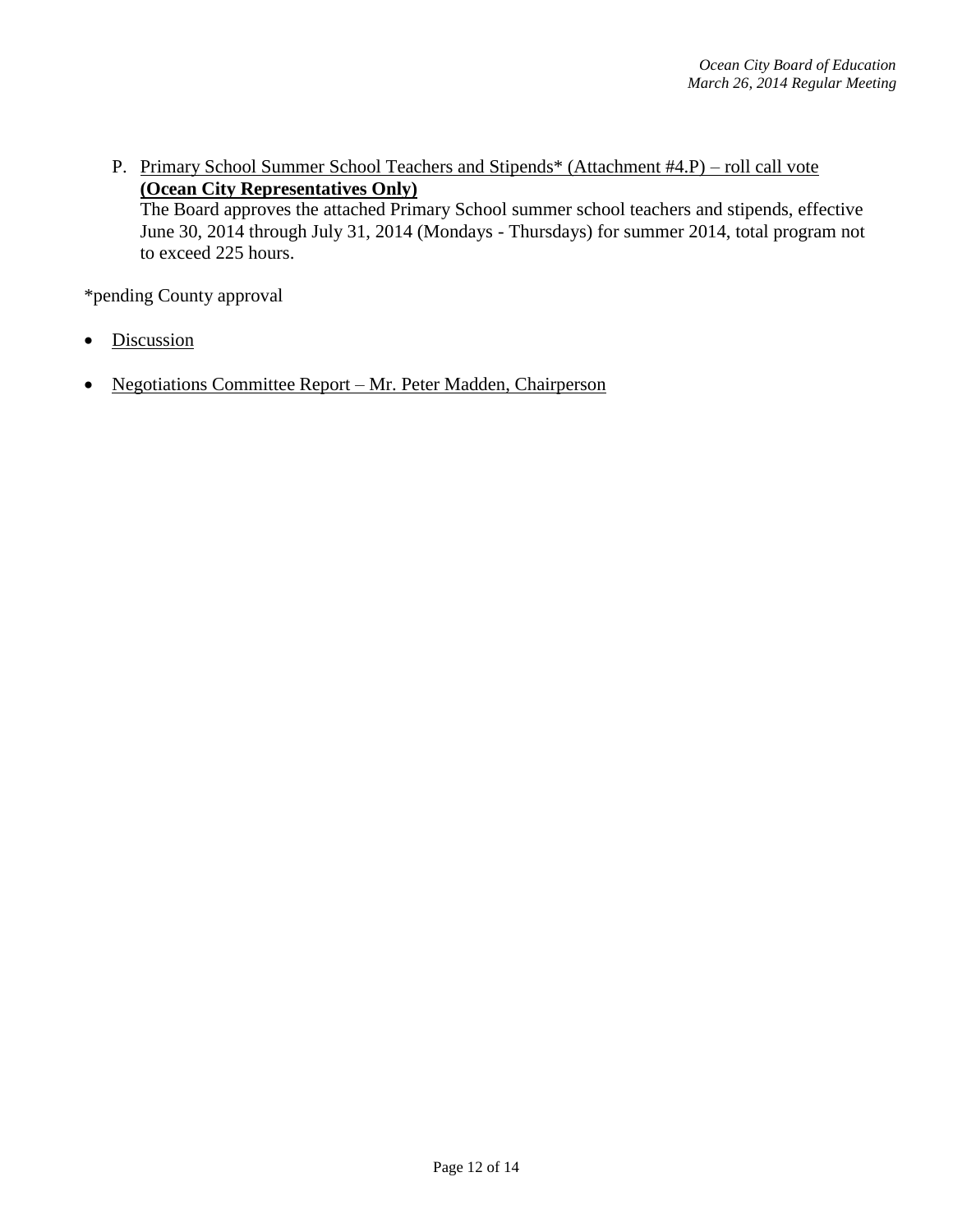P. <u>Primary School Summer School Teachers and Stipends* (Attachment #4.P) – roll call vote</u>
   **<u>(Ocean City Representatives Only)</u>**
   The Board approves the attached Primary School summer school teachers and stipends, effective June 30, 2014 through July 31, 2014 (Mondays - Thursdays) for summer 2014, total program not to exceed 225 hours.

*pending County approval

- <u>Discussion</u>

- <u>Negotiations Committee Report – Mr. Peter Madden, Chairperson</u>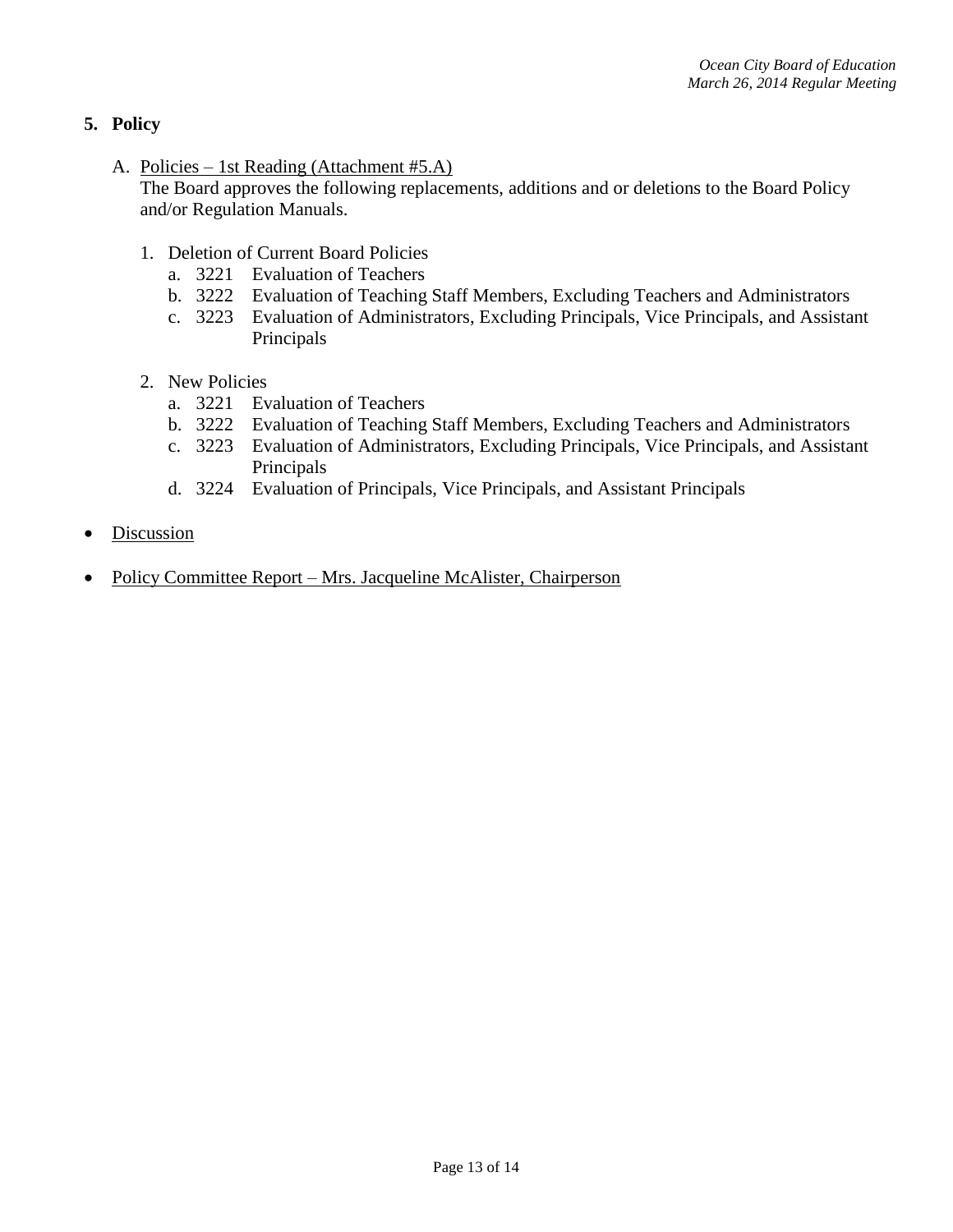## 5. Policy

A. Policies – 1st Reading (Attachment #5.A)
The Board approves the following replacements, additions and or deletions to the Board Policy and/or Regulation Manuals.

1. Deletion of Current Board Policies
   a. 3221 Evaluation of Teachers
   b. 3222 Evaluation of Teaching Staff Members, Excluding Teachers and Administrators
   c. 3223 Evaluation of Administrators, Excluding Principals, Vice Principals, and Assistant Principals

2. New Policies
   a. 3221 Evaluation of Teachers
   b. 3222 Evaluation of Teaching Staff Members, Excluding Teachers and Administrators
   c. 3223 Evaluation of Administrators, Excluding Principals, Vice Principals, and Assistant Principals
   d. 3224 Evaluation of Principals, Vice Principals, and Assistant Principals

- Discussion

- Policy Committee Report – Mrs. Jacqueline McAlister, Chairperson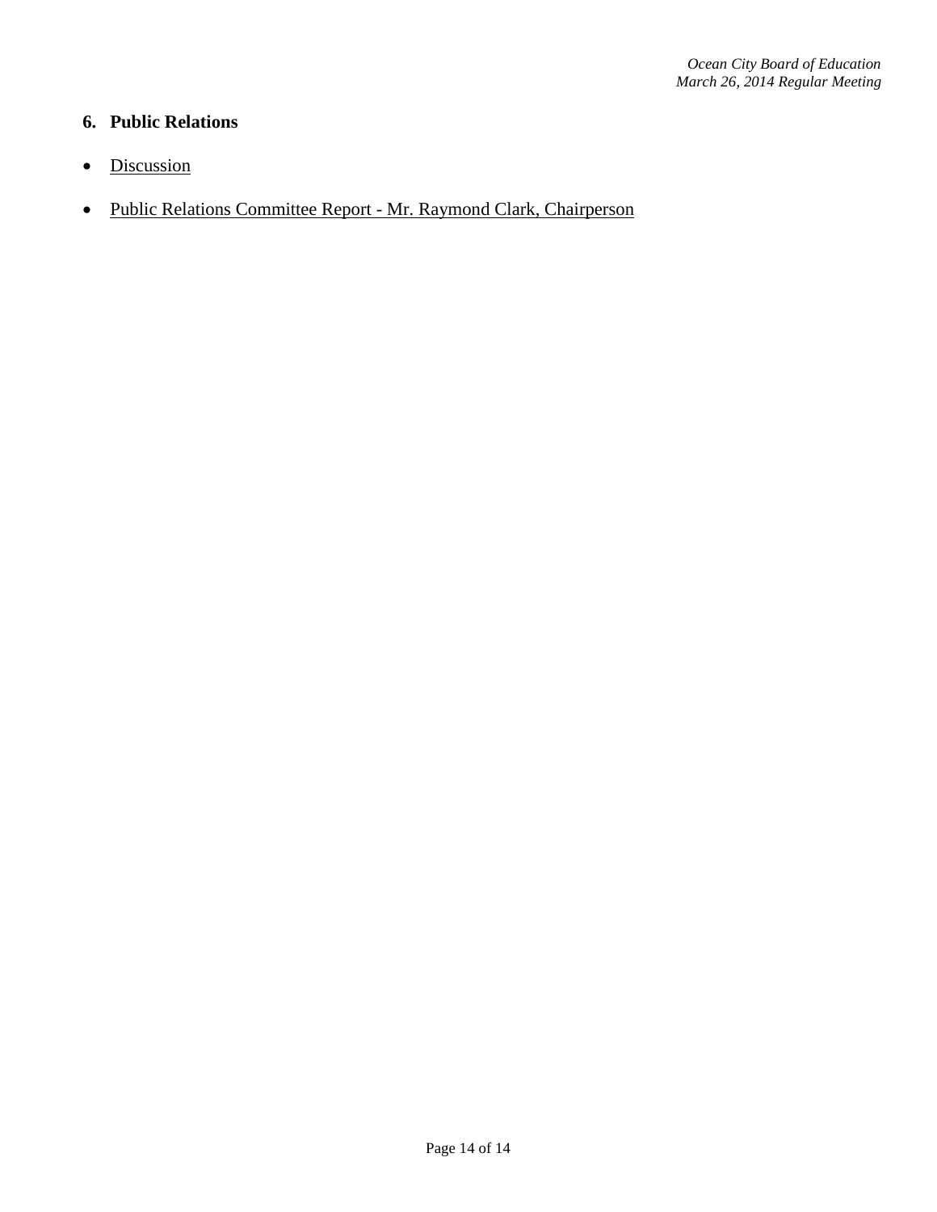## 6. Public Relations

- Discussion

- Public Relations Committee Report - Mr. Raymond Clark, Chairperson